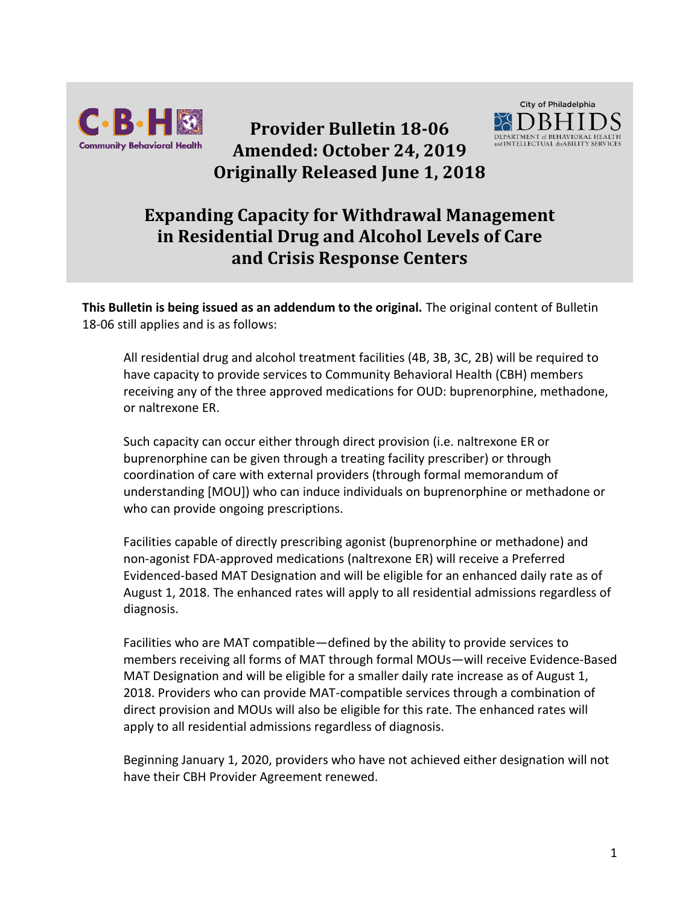# Provider Bulletin 18-06
## Amended: October 24, 2019
## Originally Released June 1, 2018

# Expanding Capacity for Withdrawal Management in Residential Drug and Alcohol Levels of Care and Crisis Response Centers

**This Bulletin is being issued as an addendum to the original.** The original content of Bulletin 18-06 still applies and is as follows:

> All residential drug and alcohol treatment facilities (4B, 3B, 3C, 2B) will be required to have capacity to provide services to Community Behavioral Health (CBH) members receiving any of the three approved medications for OUD: buprenorphine, methadone, or naltrexone ER.
>
> Such capacity can occur either through direct provision (i.e. naltrexone ER or buprenorphine can be given through a treating facility prescriber) or through coordination of care with external providers (through formal memorandum of understanding [MOU]) who can induce individuals on buprenorphine or methadone or who can provide ongoing prescriptions.
>
> Facilities capable of directly prescribing agonist (buprenorphine or methadone) and non-agonist FDA-approved medications (naltrexone ER) will receive a Preferred Evidenced-based MAT Designation and will be eligible for an enhanced daily rate as of August 1, 2018. The enhanced rates will apply to all residential admissions regardless of diagnosis.
>
> Facilities who are MAT compatible—defined by the ability to provide services to members receiving all forms of MAT through formal MOUs—will receive Evidence-Based MAT Designation and will be eligible for a smaller daily rate increase as of August 1, 2018. Providers who can provide MAT-compatible services through a combination of direct provision and MOUs will also be eligible for this rate. The enhanced rates will apply to all residential admissions regardless of diagnosis.
>
> Beginning January 1, 2020, providers who have not achieved either designation will not have their CBH Provider Agreement renewed.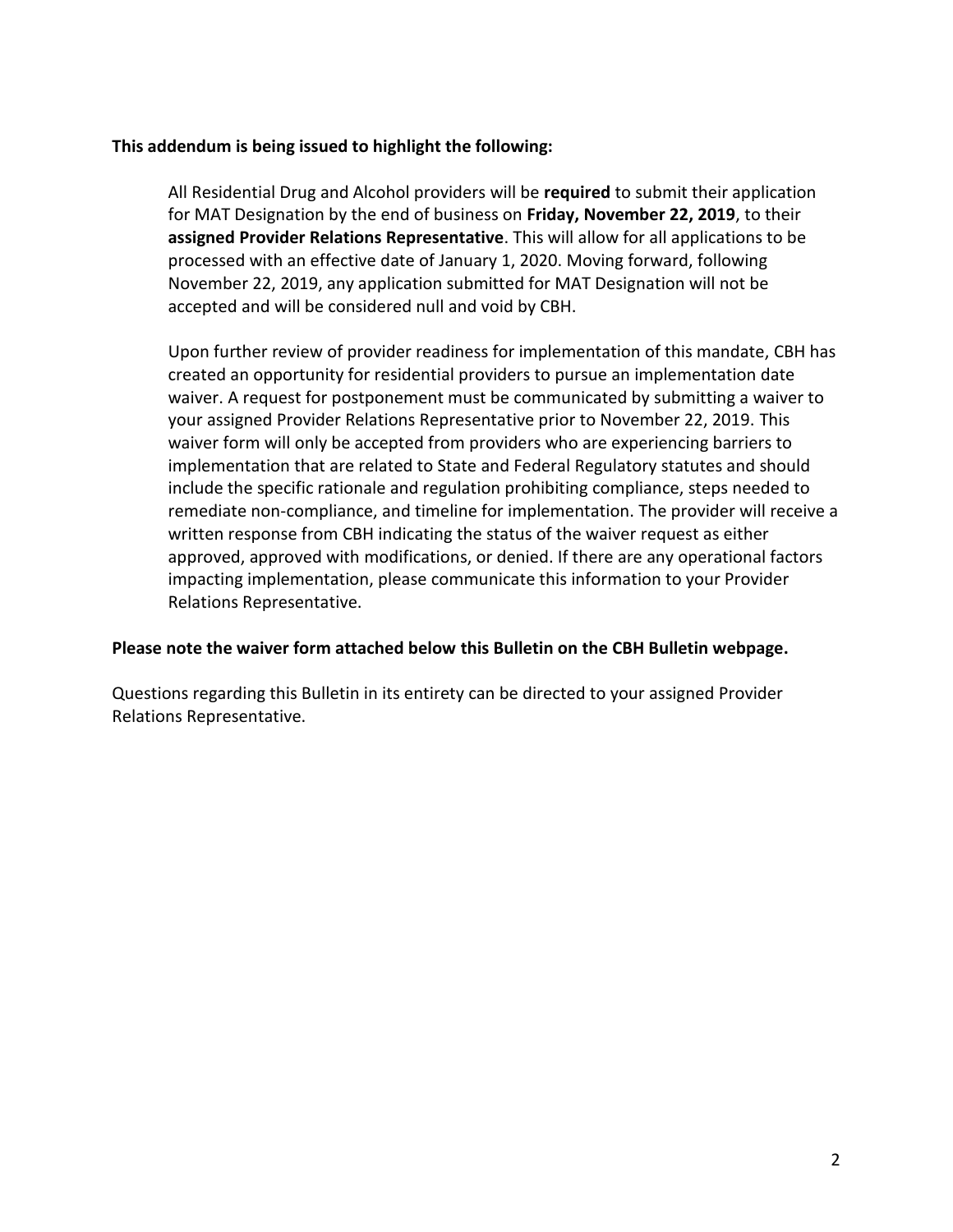**This addendum is being issued to highlight the following:**

All Residential Drug and Alcohol providers will be **required** to submit their application for MAT Designation by the end of business on **Friday, November 22, 2019**, to their **assigned Provider Relations Representative**. This will allow for all applications to be processed with an effective date of January 1, 2020. Moving forward, following November 22, 2019, any application submitted for MAT Designation will not be accepted and will be considered null and void by CBH.

Upon further review of provider readiness for implementation of this mandate, CBH has created an opportunity for residential providers to pursue an implementation date waiver. A request for postponement must be communicated by submitting a waiver to your assigned Provider Relations Representative prior to November 22, 2019. This waiver form will only be accepted from providers who are experiencing barriers to implementation that are related to State and Federal Regulatory statutes and should include the specific rationale and regulation prohibiting compliance, steps needed to remediate non-compliance, and timeline for implementation. The provider will receive a written response from CBH indicating the status of the waiver request as either approved, approved with modifications, or denied. If there are any operational factors impacting implementation, please communicate this information to your Provider Relations Representative.

**Please note the waiver form attached below this Bulletin on the CBH Bulletin webpage.**

Questions regarding this Bulletin in its entirety can be directed to your assigned Provider Relations Representative.